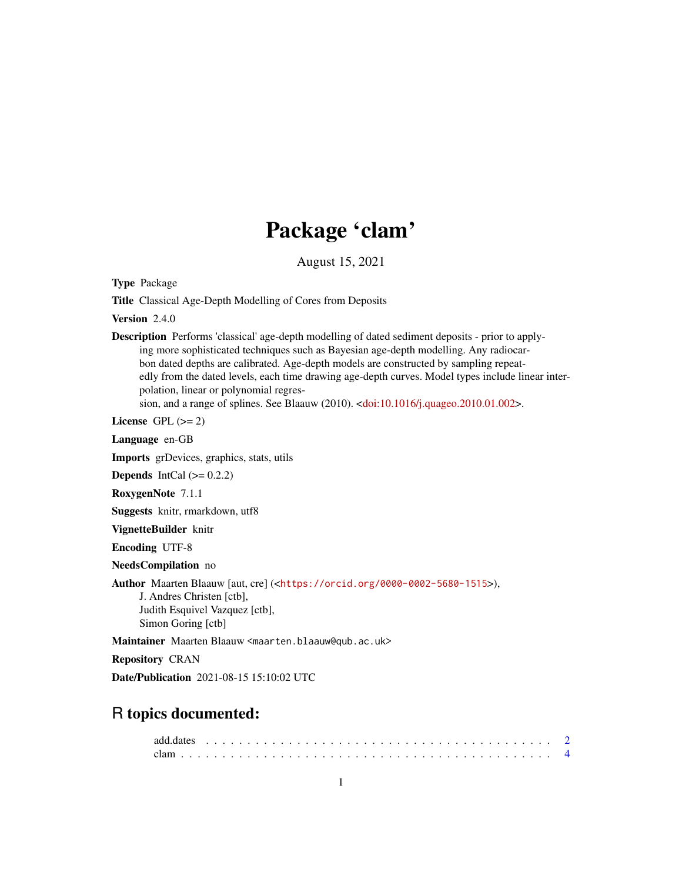# Package 'clam'

August 15, 2021

**Type** Package

**Title** Classical Age-Depth Modelling of Cores from Deposits

**Version** 2.4.0

**Description** Performs 'classical' age-depth modelling of dated sediment deposits - prior to applying more sophisticated techniques such as Bayesian age-depth modelling. Any radiocarbon dated depths are calibrated. Age-depth models are constructed by sampling repeatedly from the dated levels, each time drawing age-depth curves. Model types include linear interpolation, linear or polynomial regression, and a range of splines. See Blaauw (2010). <doi:10.1016/j.quageo.2010.01.002>.

**License** GPL (>= 2)

**Language** en-GB

**Imports** grDevices, graphics, stats, utils

**Depends** IntCal (>= 0.2.2)

**RoxygenNote** 7.1.1

**Suggests** knitr, rmarkdown, utf8

**VignetteBuilder** knitr

**Encoding** UTF-8

**NeedsCompilation** no

**Author** Maarten Blaauw [aut, cre] (<https://orcid.org/0000-0002-5680-1515>),
J. Andres Christen [ctb],
Judith Esquivel Vazquez [ctb],
Simon Goring [ctb]

**Maintainer** Maarten Blaauw <maarten.blaauw@qub.ac.uk>

**Repository** CRAN

**Date/Publication** 2021-08-15 15:10:02 UTC

## R topics documented:

add.dates . . . . . . . . . . . . . . . . . . . . . . . . . . . . . . . . . . . . . . . . . . 2
clam . . . . . . . . . . . . . . . . . . . . . . . . . . . . . . . . . . . . . . . . . . . . 4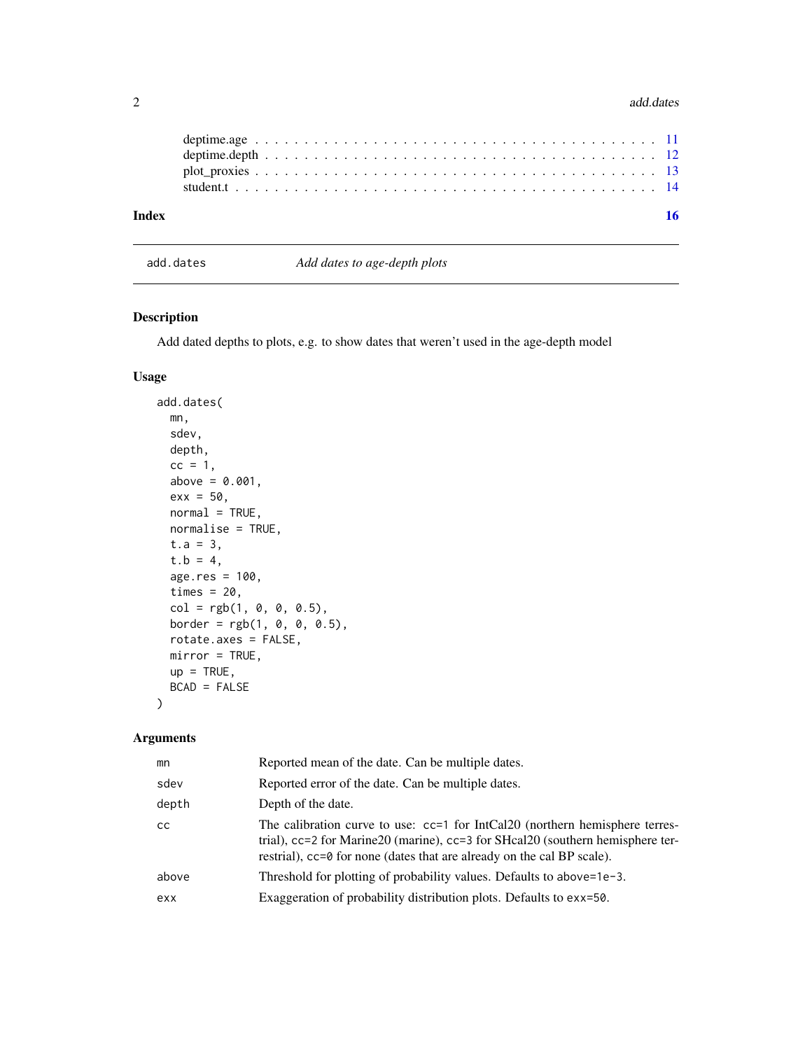deptime.age . . . . . . . . . . . . . . . . . . . . . . . . . . . . . . . . . . . . . . . . 11
deptime.depth . . . . . . . . . . . . . . . . . . . . . . . . . . . . . . . . . . . . . . . 12
plot_proxies . . . . . . . . . . . . . . . . . . . . . . . . . . . . . . . . . . . . . . . . 13
student.t . . . . . . . . . . . . . . . . . . . . . . . . . . . . . . . . . . . . . . . . . 14

**Index** **16**

---

`add.dates` *Add dates to age-depth plots*

---

## Description

Add dated depths to plots, e.g. to show dates that weren't used in the age-depth model

## Usage

```
add.dates(
  mn,
  sdev,
  depth,
  cc = 1,
  above = 0.001,
  exx = 50,
  normal = TRUE,
  normalise = TRUE,
  t.a = 3,
  t.b = 4,
  age.res = 100,
  times = 20,
  col = rgb(1, 0, 0, 0.5),
  border = rgb(1, 0, 0, 0.5),
  rotate.axes = FALSE,
  mirror = TRUE,
  up = TRUE,
  BCAD = FALSE
)
```

## Arguments

| | |
|---|---|
| mn | Reported mean of the date. Can be multiple dates. |
| sdev | Reported error of the date. Can be multiple dates. |
| depth | Depth of the date. |
| cc | The calibration curve to use: cc=1 for IntCal20 (northern hemisphere terrestrial), cc=2 for Marine20 (marine), cc=3 for SHcal20 (southern hemisphere terrestrial), cc=0 for none (dates that are already on the cal BP scale). |
| above | Threshold for plotting of probability values. Defaults to above=1e-3. |
| exx | Exaggeration of probability distribution plots. Defaults to exx=50. |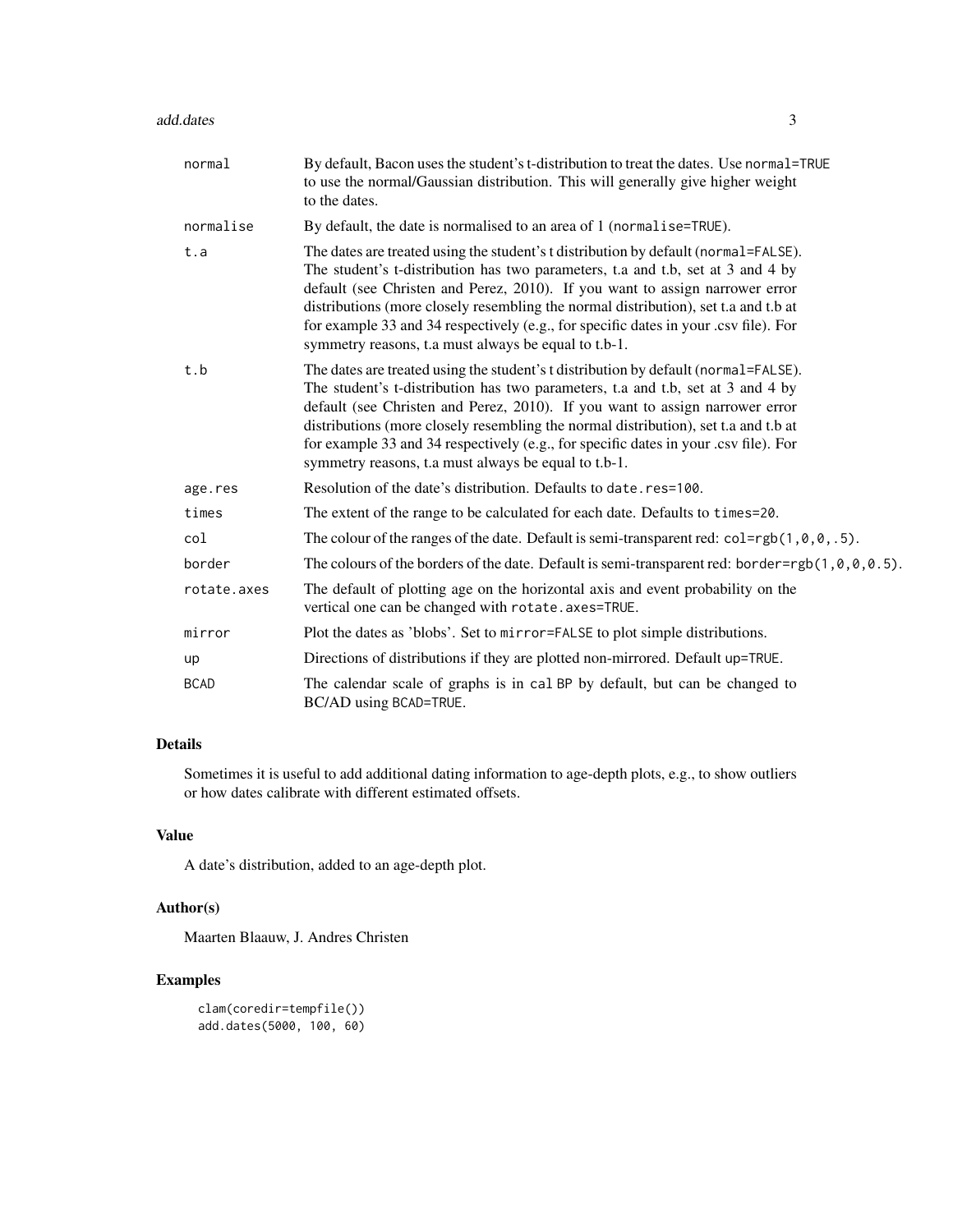| | |
|---|---|
| normal | By default, Bacon uses the student's t-distribution to treat the dates. Use `normal=TRUE` to use the normal/Gaussian distribution. This will generally give higher weight to the dates. |
| normalise | By default, the date is normalised to an area of 1 (`normalise=TRUE`). |
| t.a | The dates are treated using the student's t distribution by default (`normal=FALSE`). The student's t-distribution has two parameters, t.a and t.b, set at 3 and 4 by default (see Christen and Perez, 2010). If you want to assign narrower error distributions (more closely resembling the normal distribution), set t.a and t.b at for example 33 and 34 respectively (e.g., for specific dates in your .csv file). For symmetry reasons, t.a must always be equal to t.b-1. |
| t.b | The dates are treated using the student's t distribution by default (`normal=FALSE`). The student's t-distribution has two parameters, t.a and t.b, set at 3 and 4 by default (see Christen and Perez, 2010). If you want to assign narrower error distributions (more closely resembling the normal distribution), set t.a and t.b at for example 33 and 34 respectively (e.g., for specific dates in your .csv file). For symmetry reasons, t.a must always be equal to t.b-1. |
| age.res | Resolution of the date's distribution. Defaults to `date.res=100`. |
| times | The extent of the range to be calculated for each date. Defaults to `times=20`. |
| col | The colour of the ranges of the date. Default is semi-transparent red: `col=rgb(1,0,0,.5)`. |
| border | The colours of the borders of the date. Default is semi-transparent red: `border=rgb(1,0,0,0.5)`. |
| rotate.axes | The default of plotting age on the horizontal axis and event probability on the vertical one can be changed with `rotate.axes=TRUE`. |
| mirror | Plot the dates as 'blobs'. Set to `mirror=FALSE` to plot simple distributions. |
| up | Directions of distributions if they are plotted non-mirrored. Default `up=TRUE`. |
| BCAD | The calendar scale of graphs is in `cal BP` by default, but can be changed to BC/AD using `BCAD=TRUE`. |

## Details

Sometimes it is useful to add additional dating information to age-depth plots, e.g., to show outliers or how dates calibrate with different estimated offsets.

## Value

A date's distribution, added to an age-depth plot.

## Author(s)

Maarten Blaauw, J. Andres Christen

## Examples

```
clam(coredir=tempfile())
add.dates(5000, 100, 60)
```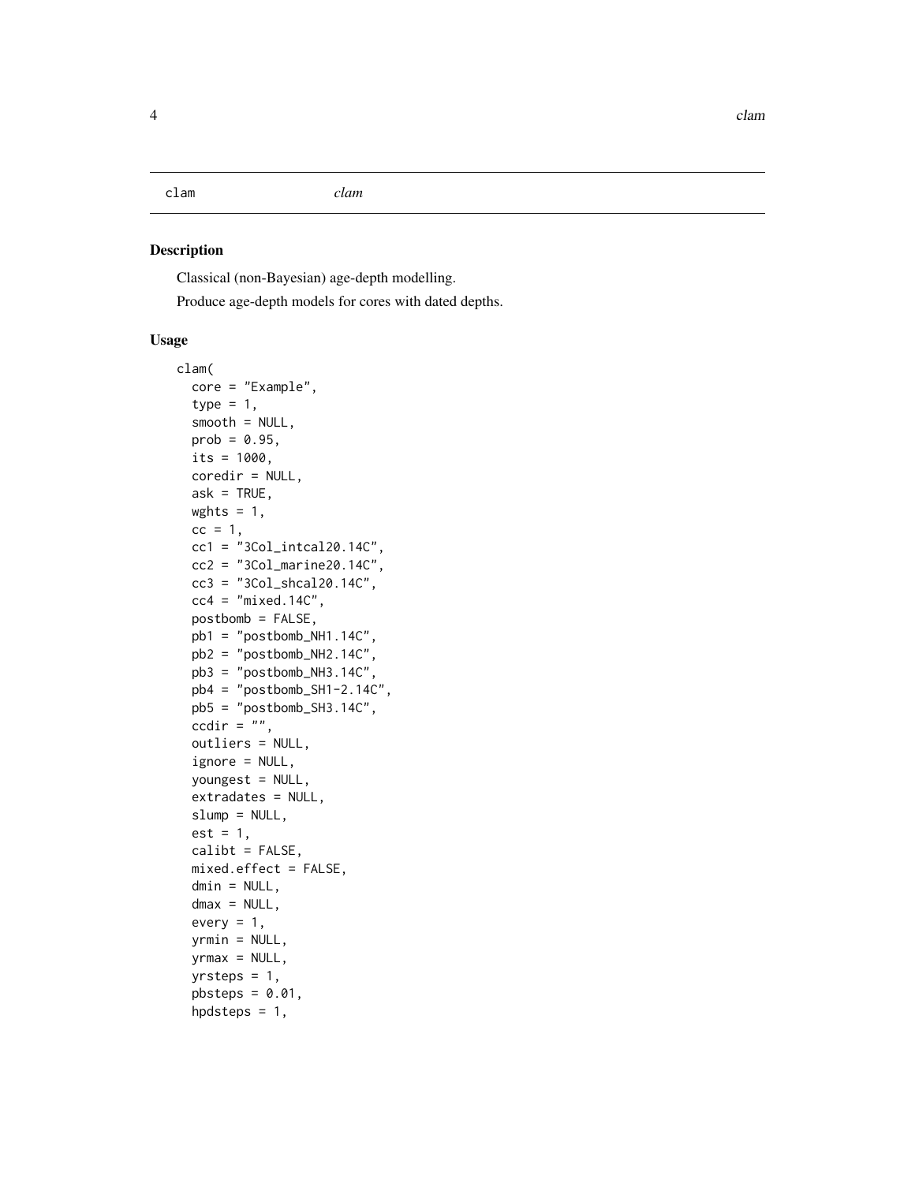clam *clam*

## Description

Classical (non-Bayesian) age-depth modelling.

Produce age-depth models for cores with dated depths.

## Usage

```
clam(
  core = "Example",
  type = 1,
  smooth = NULL,
  prob = 0.95,
  its = 1000,
  coredir = NULL,
  ask = TRUE,
  wghts = 1,
  cc = 1,
  cc1 = "3Col_intcal20.14C",
  cc2 = "3Col_marine20.14C",
  cc3 = "3Col_shcal20.14C",
  cc4 = "mixed.14C",
  postbomb = FALSE,
  pb1 = "postbomb_NH1.14C",
  pb2 = "postbomb_NH2.14C",
  pb3 = "postbomb_NH3.14C",
  pb4 = "postbomb_SH1-2.14C",
  pb5 = "postbomb_SH3.14C",
  ccdir = "",
  outliers = NULL,
  ignore = NULL,
  youngest = NULL,
  extradates = NULL,
  slump = NULL,
  est = 1,
  calibt = FALSE,
  mixed.effect = FALSE,
  dmin = NULL,
  dmax = NULL,
  every = 1,
  yrmin = NULL,
  yrmax = NULL,
  yrsteps = 1,
  pbsteps = 0.01,
  hpdsteps = 1,
```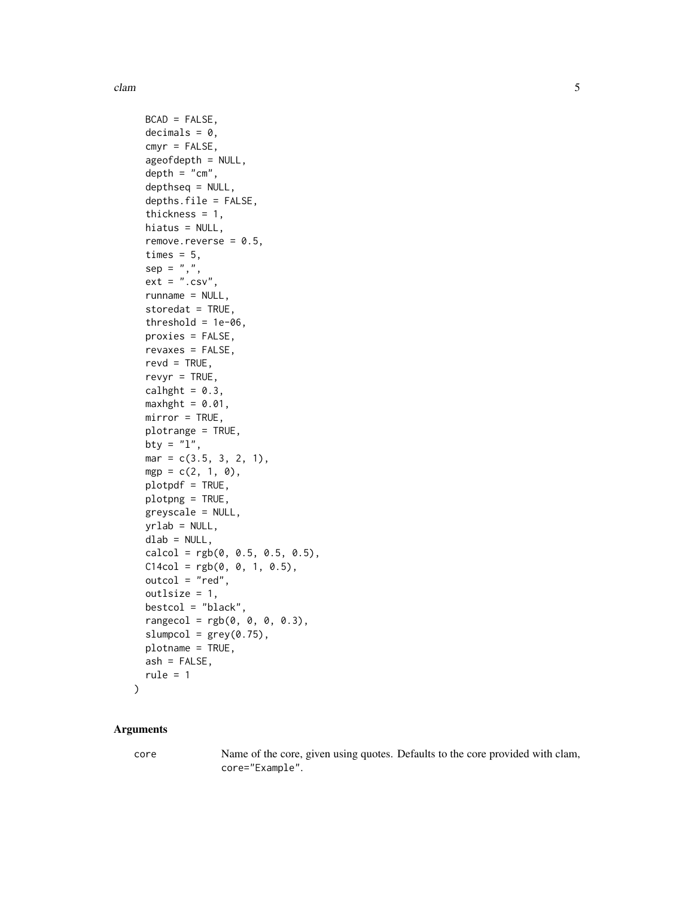```
  BCAD = FALSE,
  decimals = 0,
  cmyr = FALSE,
  ageofdepth = NULL,
  depth = "cm",
  depthseq = NULL,
  depths.file = FALSE,
  thickness = 1,
  hiatus = NULL,
  remove.reverse = 0.5,
  times = 5,
  sep = ",",
  ext = ".csv",
  runname = NULL,
  storedat = TRUE,
  threshold = 1e-06,
  proxies = FALSE,
  revaxes = FALSE,
  revd = TRUE,
  revyr = TRUE,
  calhght = 0.3,
  maxhght = 0.01,
  mirror = TRUE,
  plotrange = TRUE,
  bty = "l",
  mar = c(3.5, 3, 2, 1),
  mgp = c(2, 1, 0),
  plotpdf = TRUE,
  plotpng = TRUE,
  greyscale = NULL,
  yrlab = NULL,
  dlab = NULL,
  calcol = rgb(0, 0.5, 0.5, 0.5),
  C14col = rgb(0, 0, 1, 0.5),
  outcol = "red",
  outlsize = 1,
  bestcol = "black",
  rangecol = rgb(0, 0, 0, 0.3),
  slumpcol = grey(0.75),
  plotname = TRUE,
  ash = FALSE,
  rule = 1
)
```

## Arguments

**core** Name of the core, given using quotes. Defaults to the core provided with clam, `core="Example"`.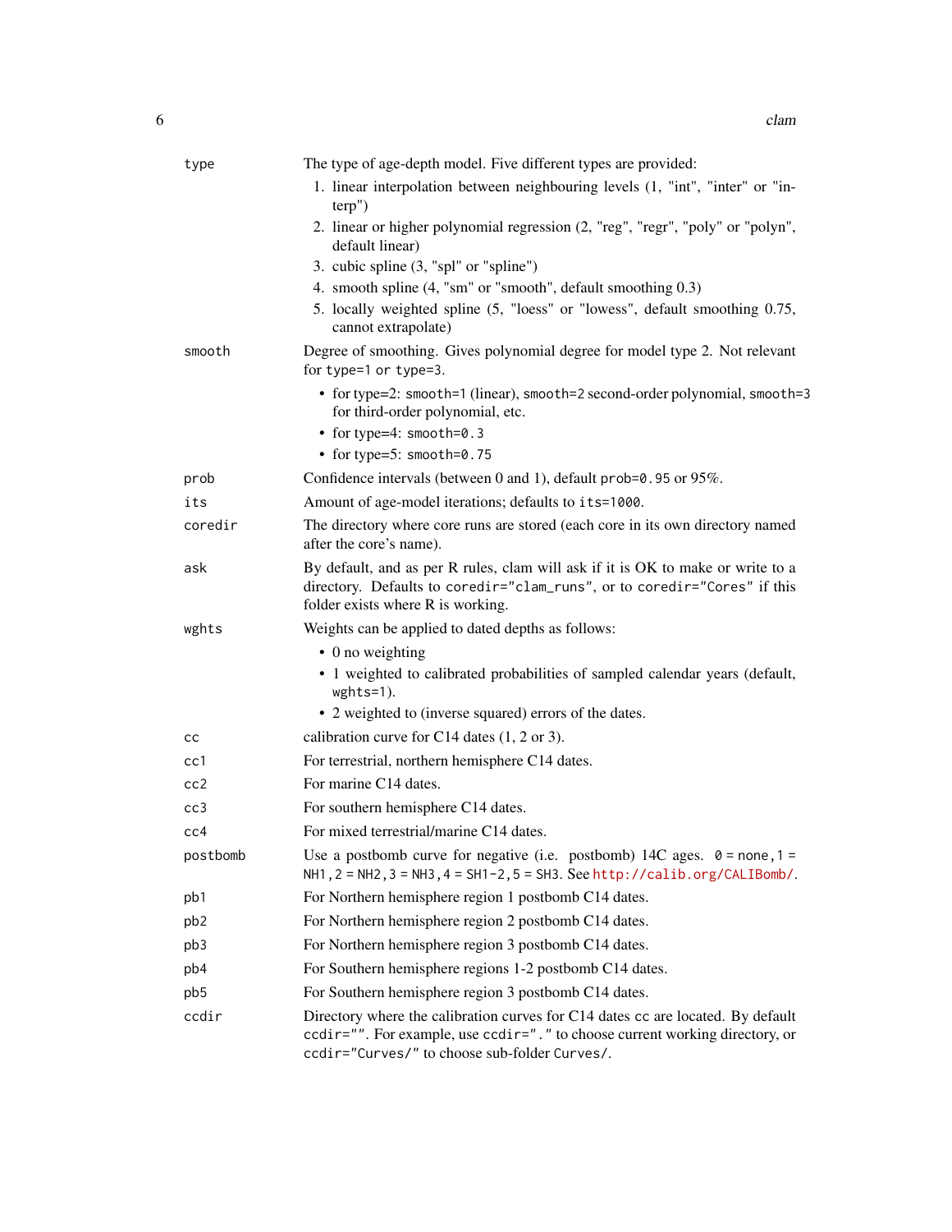| | |
|---|---|
| `type` | The type of age-depth model. Five different types are provided:<br>1. linear interpolation between neighbouring levels (1, "int", "inter" or "interp")<br>2. linear or higher polynomial regression (2, "reg", "regr", "poly" or "polyn", default linear)<br>3. cubic spline (3, "spl" or "spline")<br>4. smooth spline (4, "sm" or "smooth", default smoothing 0.3)<br>5. locally weighted spline (5, "loess" or "lowess", default smoothing 0.75, cannot extrapolate) |
| `smooth` | Degree of smoothing. Gives polynomial degree for model type 2. Not relevant for `type=1` or `type=3`.<br>• for type=2: `smooth=1` (linear), `smooth=2` second-order polynomial, `smooth=3` for third-order polynomial, etc.<br>• for type=4: `smooth=0.3`<br>• for type=5: `smooth=0.75` |
| `prob` | Confidence intervals (between 0 and 1), default `prob=0.95` or 95%. |
| `its` | Amount of age-model iterations; defaults to `its=1000`. |
| `coredir` | The directory where core runs are stored (each core in its own directory named after the core's name). |
| `ask` | By default, and as per R rules, clam will ask if it is OK to make or write to a directory. Defaults to `coredir="clam_runs"`, or to `coredir="Cores"` if this folder exists where R is working. |
| `wghts` | Weights can be applied to dated depths as follows:<br>• 0 no weighting<br>• 1 weighted to calibrated probabilities of sampled calendar years (default, `wghts=1`).<br>• 2 weighted to (inverse squared) errors of the dates. |
| `cc` | calibration curve for C14 dates (1, 2 or 3). |
| `cc1` | For terrestrial, northern hemisphere C14 dates. |
| `cc2` | For marine C14 dates. |
| `cc3` | For southern hemisphere C14 dates. |
| `cc4` | For mixed terrestrial/marine C14 dates. |
| `postbomb` | Use a postbomb curve for negative (i.e. postbomb) 14C ages. `0 = none, 1 = NH1, 2 = NH2, 3 = NH3, 4 = SH1-2, 5 = SH3`. See http://calib.org/CALIBomb/. |
| `pb1` | For Northern hemisphere region 1 postbomb C14 dates. |
| `pb2` | For Northern hemisphere region 2 postbomb C14 dates. |
| `pb3` | For Northern hemisphere region 3 postbomb C14 dates. |
| `pb4` | For Southern hemisphere regions 1-2 postbomb C14 dates. |
| `pb5` | For Southern hemisphere region 3 postbomb C14 dates. |
| `ccdir` | Directory where the calibration curves for C14 dates `cc` are located. By default `ccdir=""`. For example, use `ccdir="."` to choose current working directory, or `ccdir="Curves/"` to choose sub-folder `Curves/`. |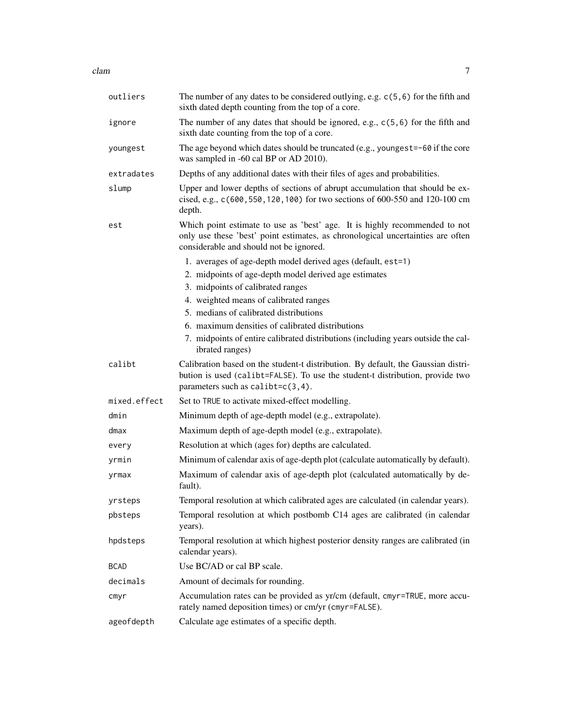| | |
|---|---|
| `outliers` | The number of any dates to be considered outlying, e.g. `c(5,6)` for the fifth and sixth dated depth counting from the top of a core. |
| `ignore` | The number of any dates that should be ignored, e.g., `c(5,6)` for the fifth and sixth date counting from the top of a core. |
| `youngest` | The age beyond which dates should be truncated (e.g., `youngest=-60` if the core was sampled in -60 cal BP or AD 2010). |
| `extradates` | Depths of any additional dates with their files of ages and probabilities. |
| `slump` | Upper and lower depths of sections of abrupt accumulation that should be excised, e.g., `c(600,550,120,100)` for two sections of 600-550 and 120-100 cm depth. |
| `est` | Which point estimate to use as 'best' age. It is highly recommended to not only use these 'best' point estimates, as chronological uncertainties are often considerable and should not be ignored.<br>1. averages of age-depth model derived ages (default, `est=1`)<br>2. midpoints of age-depth model derived age estimates<br>3. midpoints of calibrated ranges<br>4. weighted means of calibrated ranges<br>5. medians of calibrated distributions<br>6. maximum densities of calibrated distributions<br>7. midpoints of entire calibrated distributions (including years outside the calibrated ranges) |
| `calibt` | Calibration based on the student-t distribution. By default, the Gaussian distribution is used (`calibt=FALSE`). To use the student-t distribution, provide two parameters such as `calibt=c(3,4)`. |
| `mixed.effect` | Set to `TRUE` to activate mixed-effect modelling. |
| `dmin` | Minimum depth of age-depth model (e.g., extrapolate). |
| `dmax` | Maximum depth of age-depth model (e.g., extrapolate). |
| `every` | Resolution at which (ages for) depths are calculated. |
| `yrmin` | Minimum of calendar axis of age-depth plot (calculate automatically by default). |
| `yrmax` | Maximum of calendar axis of age-depth plot (calculated automatically by default). |
| `yrsteps` | Temporal resolution at which calibrated ages are calculated (in calendar years). |
| `pbsteps` | Temporal resolution at which postbomb C14 ages are calibrated (in calendar years). |
| `hpdsteps` | Temporal resolution at which highest posterior density ranges are calibrated (in calendar years). |
| `BCAD` | Use BC/AD or cal BP scale. |
| `decimals` | Amount of decimals for rounding. |
| `cmyr` | Accumulation rates can be provided as yr/cm (default, `cmyr=TRUE`, more accurately named deposition times) or cm/yr (`cmyr=FALSE`). |
| `ageofdepth` | Calculate age estimates of a specific depth. |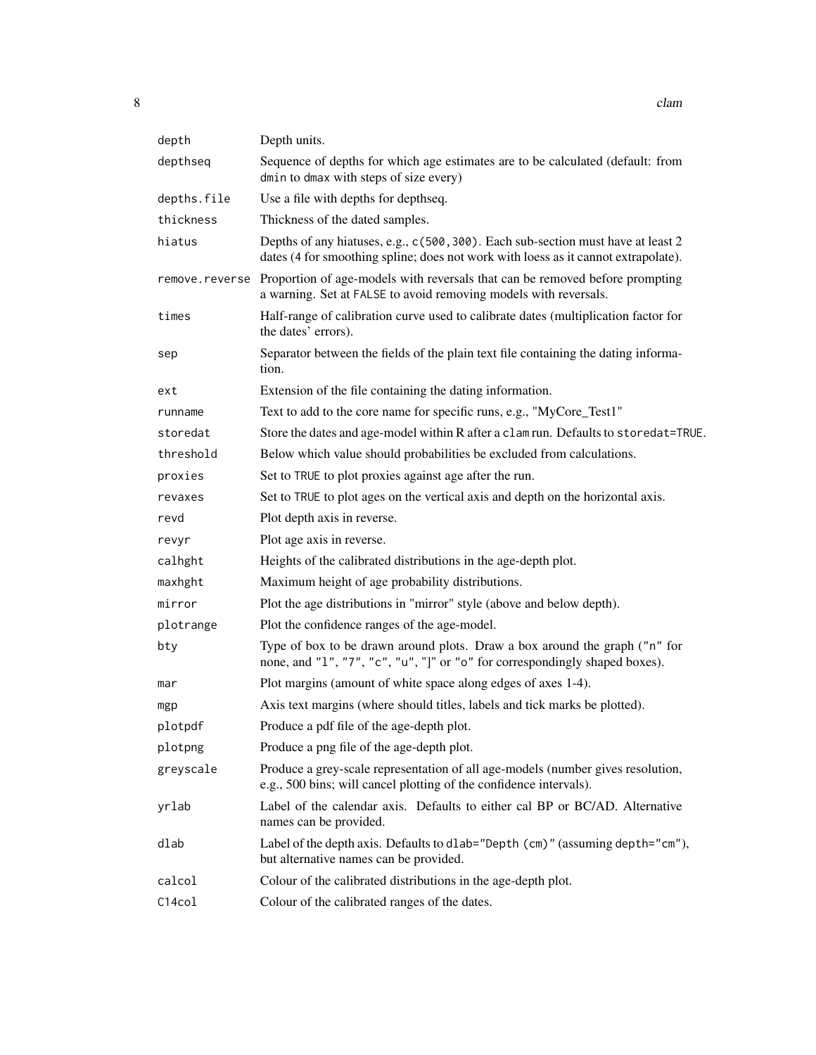| | |
|---|---|
| `depth` | Depth units. |
| `depthseq` | Sequence of depths for which age estimates are to be calculated (default: from `dmin` to `dmax` with steps of size every) |
| `depths.file` | Use a file with depths for depthseq. |
| `thickness` | Thickness of the dated samples. |
| `hiatus` | Depths of any hiatuses, e.g., `c(500,300)`. Each sub-section must have at least 2 dates (4 for smoothing spline; does not work with loess as it cannot extrapolate). |
| `remove.reverse` | Proportion of age-models with reversals that can be removed before prompting a warning. Set at `FALSE` to avoid removing models with reversals. |
| `times` | Half-range of calibration curve used to calibrate dates (multiplication factor for the dates' errors). |
| `sep` | Separator between the fields of the plain text file containing the dating information. |
| `ext` | Extension of the file containing the dating information. |
| `runname` | Text to add to the core name for specific runs, e.g., "MyCore_Test1" |
| `storedat` | Store the dates and age-model within R after a `clam` run. Defaults to `storedat=TRUE`. |
| `threshold` | Below which value should probabilities be excluded from calculations. |
| `proxies` | Set to `TRUE` to plot proxies against age after the run. |
| `revaxes` | Set to `TRUE` to plot ages on the vertical axis and depth on the horizontal axis. |
| `revd` | Plot depth axis in reverse. |
| `revyr` | Plot age axis in reverse. |
| `calhght` | Heights of the calibrated distributions in the age-depth plot. |
| `maxhght` | Maximum height of age probability distributions. |
| `mirror` | Plot the age distributions in "mirror" style (above and below depth). |
| `plotrange` | Plot the confidence ranges of the age-model. |
| `bty` | Type of box to be drawn around plots. Draw a box around the graph (`"n"` for none, and `"l"`, `"7"`, `"c"`, `"u"`, `"]"` or `"o"` for correspondingly shaped boxes). |
| `mar` | Plot margins (amount of white space along edges of axes 1-4). |
| `mgp` | Axis text margins (where should titles, labels and tick marks be plotted). |
| `plotpdf` | Produce a pdf file of the age-depth plot. |
| `plotpng` | Produce a png file of the age-depth plot. |
| `greyscale` | Produce a grey-scale representation of all age-models (number gives resolution, e.g., 500 bins; will cancel plotting of the confidence intervals). |
| `yrlab` | Label of the calendar axis. Defaults to either cal BP or BC/AD. Alternative names can be provided. |
| `dlab` | Label of the depth axis. Defaults to `dlab="Depth (cm)"` (assuming `depth="cm"`), but alternative names can be provided. |
| `calcol` | Colour of the calibrated distributions in the age-depth plot. |
| `C14col` | Colour of the calibrated ranges of the dates. |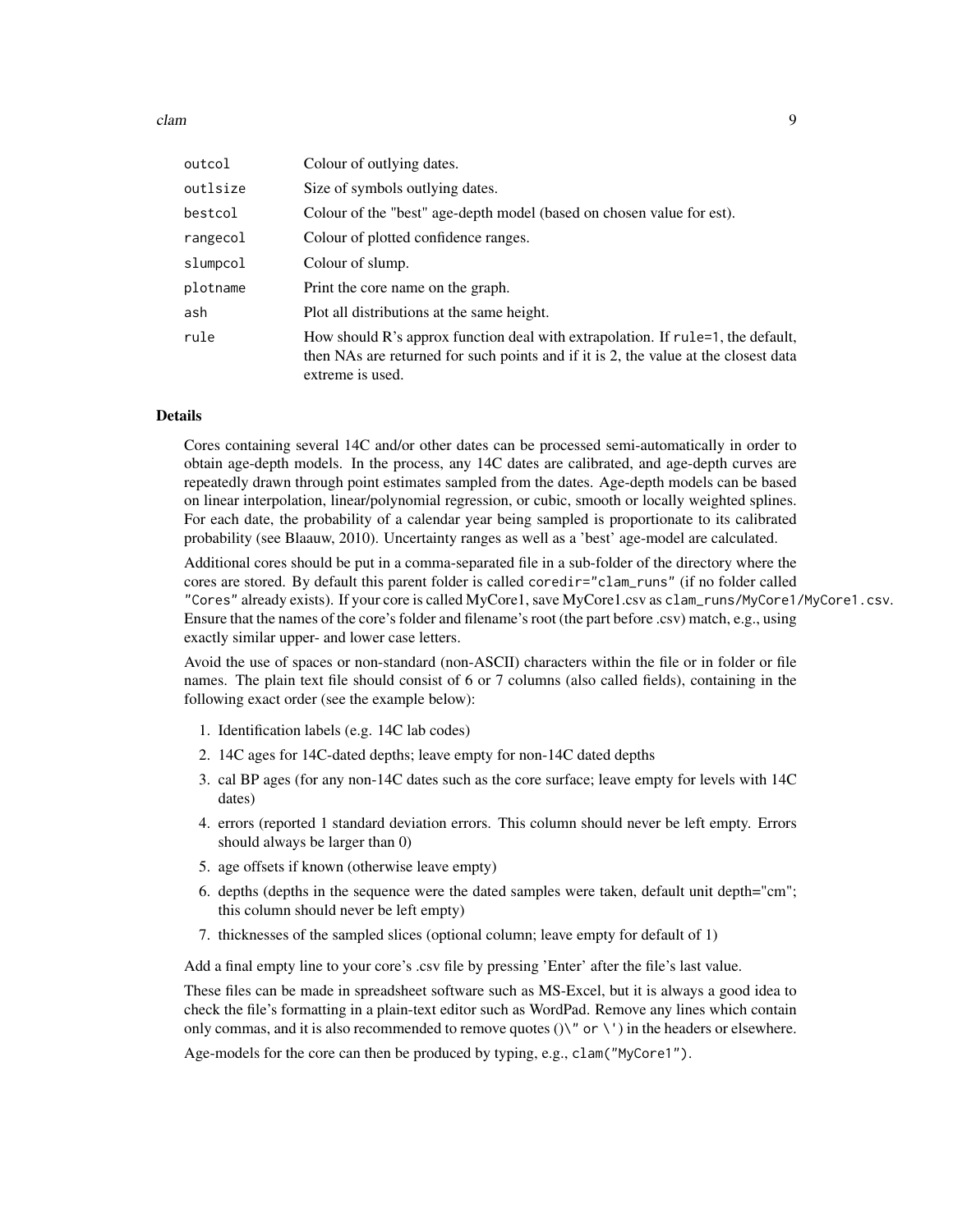| | |
|---|---|
| `outcol` | Colour of outlying dates. |
| `outlsize` | Size of symbols outlying dates. |
| `bestcol` | Colour of the "best" age-depth model (based on chosen value for est). |
| `rangecol` | Colour of plotted confidence ranges. |
| `slumpcol` | Colour of slump. |
| `plotname` | Print the core name on the graph. |
| `ash` | Plot all distributions at the same height. |
| `rule` | How should R's approx function deal with extrapolation. If `rule=1`, the default, then NAs are returned for such points and if it is 2, the value at the closest data extreme is used. |

### Details

Cores containing several 14C and/or other dates can be processed semi-automatically in order to obtain age-depth models. In the process, any 14C dates are calibrated, and age-depth curves are repeatedly drawn through point estimates sampled from the dates. Age-depth models can be based on linear interpolation, linear/polynomial regression, or cubic, smooth or locally weighted splines. For each date, the probability of a calendar year being sampled is proportionate to its calibrated probability (see Blaauw, 2010). Uncertainty ranges as well as a 'best' age-model are calculated.

Additional cores should be put in a comma-separated file in a sub-folder of the directory where the cores are stored. By default this parent folder is called `coredir="clam_runs"` (if no folder called `"Cores"` already exists). If your core is called MyCore1, save MyCore1.csv as `clam_runs/MyCore1/MyCore1.csv`. Ensure that the names of the core's folder and filename's root (the part before .csv) match, e.g., using exactly similar upper- and lower case letters.

Avoid the use of spaces or non-standard (non-ASCII) characters within the file or in folder or file names. The plain text file should consist of 6 or 7 columns (also called fields), containing in the following exact order (see the example below):

1. Identification labels (e.g. 14C lab codes)
2. 14C ages for 14C-dated depths; leave empty for non-14C dated depths
3. cal BP ages (for any non-14C dates such as the core surface; leave empty for levels with 14C dates)
4. errors (reported 1 standard deviation errors. This column should never be left empty. Errors should always be larger than 0)
5. age offsets if known (otherwise leave empty)
6. depths (depths in the sequence were the dated samples were taken, default unit depth="cm"; this column should never be left empty)
7. thicknesses of the sampled slices (optional column; leave empty for default of 1)

Add a final empty line to your core's .csv file by pressing 'Enter' after the file's last value.

These files can be made in spreadsheet software such as MS-Excel, but it is always a good idea to check the file's formatting in a plain-text editor such as WordPad. Remove any lines which contain only commas, and it is also recommended to remove quotes ()`\" or \'`) in the headers or elsewhere.

Age-models for the core can then be produced by typing, e.g., `clam("MyCore1")`.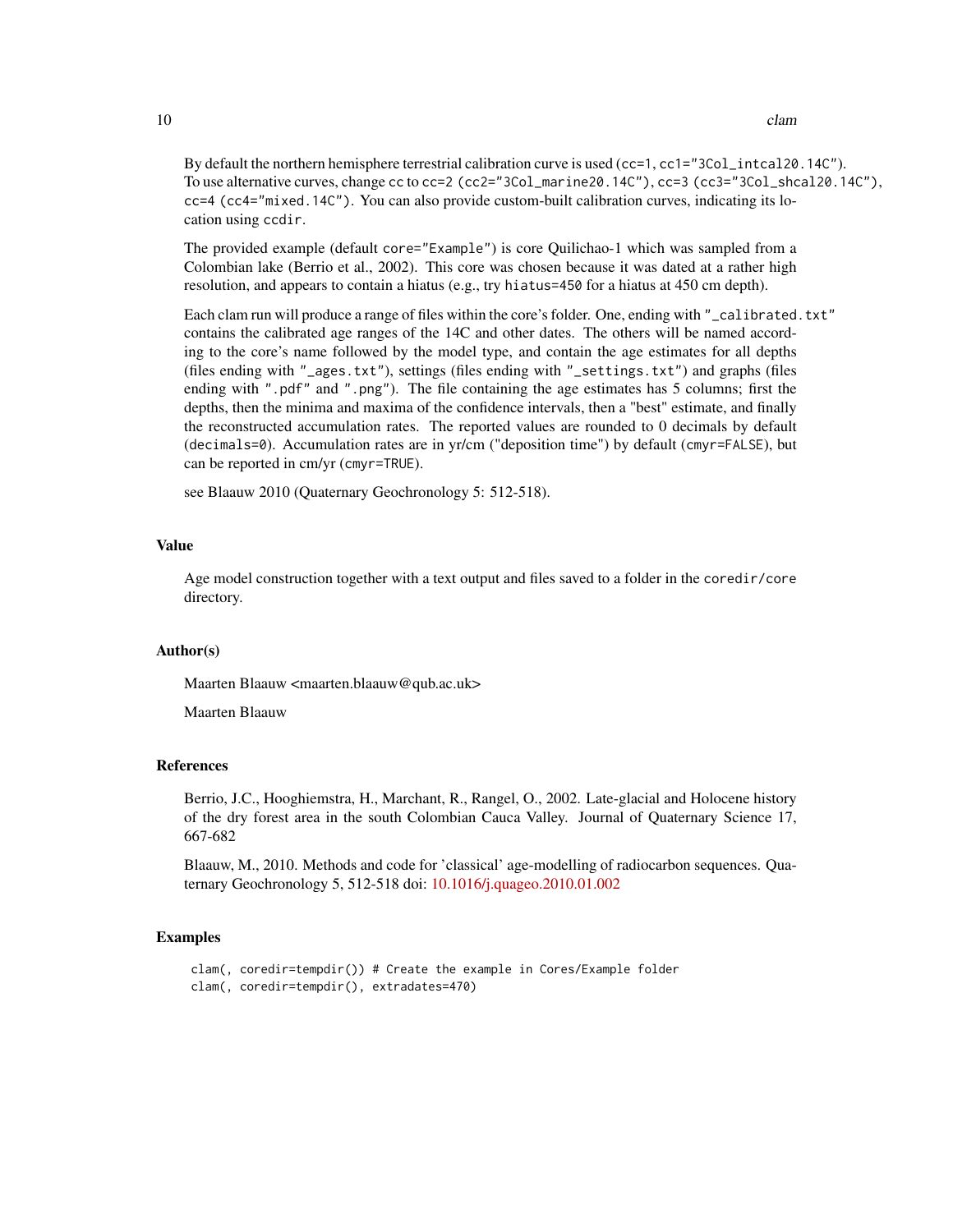By default the northern hemisphere terrestrial calibration curve is used (`cc=1`, `cc1="3Col_intcal20.14C"`). To use alternative curves, change `cc` to `cc=2` (`cc2="3Col_marine20.14C"`), `cc=3` (`cc3="3Col_shcal20.14C"`), `cc=4` (`cc4="mixed.14C"`). You can also provide custom-built calibration curves, indicating its location using `ccdir`.

The provided example (default `core="Example"`) is core Quilichao-1 which was sampled from a Colombian lake (Berrio et al., 2002). This core was chosen because it was dated at a rather high resolution, and appears to contain a hiatus (e.g., try `hiatus=450` for a hiatus at 450 cm depth).

Each clam run will produce a range of files within the core's folder. One, ending with `"_calibrated.txt"` contains the calibrated age ranges of the 14C and other dates. The others will be named according to the core's name followed by the model type, and contain the age estimates for all depths (files ending with `"_ages.txt"`), settings (files ending with `"_settings.txt"`) and graphs (files ending with `".pdf"` and `".png"`). The file containing the age estimates has 5 columns; first the depths, then the minima and maxima of the confidence intervals, then a "best" estimate, and finally the reconstructed accumulation rates. The reported values are rounded to 0 decimals by default (`decimals=0`). Accumulation rates are in yr/cm ("deposition time") by default (`cmyr=FALSE`), but can be reported in cm/yr (`cmyr=TRUE`).

see Blaauw 2010 (Quaternary Geochronology 5: 512-518).

### Value

Age model construction together with a text output and files saved to a folder in the `coredir/core` directory.

### Author(s)

Maarten Blaauw <maarten.blaauw@qub.ac.uk>

Maarten Blaauw

### References

Berrio, J.C., Hooghiemstra, H., Marchant, R., Rangel, O., 2002. Late-glacial and Holocene history of the dry forest area in the south Colombian Cauca Valley. Journal of Quaternary Science 17, 667-682

Blaauw, M., 2010. Methods and code for 'classical' age-modelling of radiocarbon sequences. Quaternary Geochronology 5, 512-518 doi: 10.1016/j.quageo.2010.01.002

### Examples

```
clam(, coredir=tempdir()) # Create the example in Cores/Example folder
clam(, coredir=tempdir(), extradates=470)
```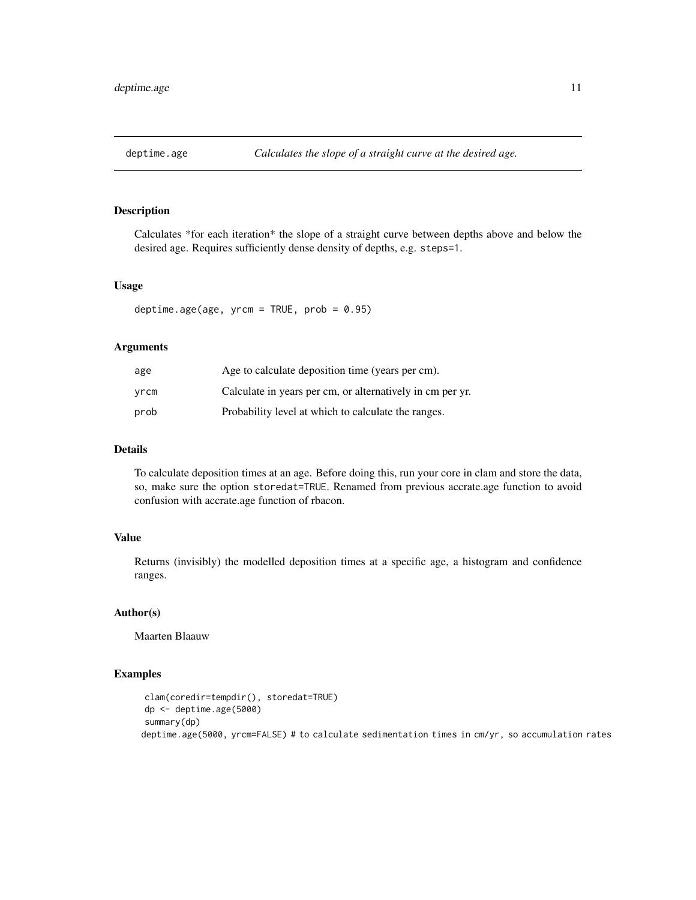## deptime.age — *Calculates the slope of a straight curve at the desired age.*

### Description

Calculates *for each iteration* the slope of a straight curve between depths above and below the desired age. Requires sufficiently dense density of depths, e.g. `steps=1`.

### Usage

```
deptime.age(age, yrcm = TRUE, prob = 0.95)
```

### Arguments

| | |
|---|---|
| age | Age to calculate deposition time (years per cm). |
| yrcm | Calculate in years per cm, or alternatively in cm per yr. |
| prob | Probability level at which to calculate the ranges. |

### Details

To calculate deposition times at an age. Before doing this, run your core in clam and store the data, so, make sure the option `storedat=TRUE`. Renamed from previous accrate.age function to avoid confusion with accrate.age function of rbacon.

### Value

Returns (invisibly) the modelled deposition times at a specific age, a histogram and confidence ranges.

### Author(s)

Maarten Blaauw

### Examples

```
clam(coredir=tempdir(), storedat=TRUE)
dp <- deptime.age(5000)
summary(dp)
deptime.age(5000, yrcm=FALSE) # to calculate sedimentation times in cm/yr, so accumulation rates
```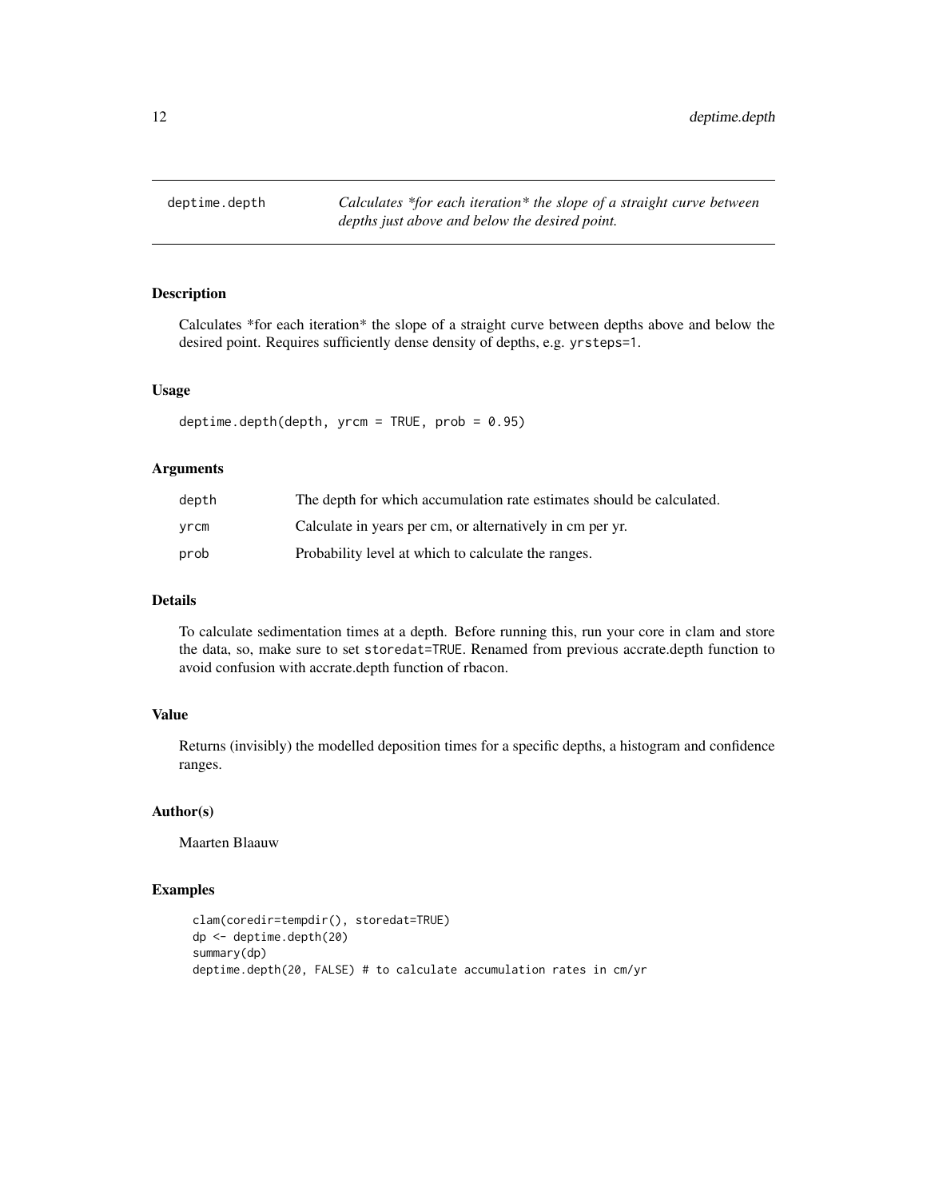# deptime.depth

*Calculates \*for each iteration\* the slope of a straight curve between depths just above and below the desired point.*

## Description

Calculates *for each iteration* the slope of a straight curve between depths above and below the desired point. Requires sufficiently dense density of depths, e.g. `yrsteps=1`.

## Usage

```
deptime.depth(depth, yrcm = TRUE, prob = 0.95)
```

## Arguments

| | |
|---|---|
| depth | The depth for which accumulation rate estimates should be calculated. |
| yrcm | Calculate in years per cm, or alternatively in cm per yr. |
| prob | Probability level at which to calculate the ranges. |

## Details

To calculate sedimentation times at a depth. Before running this, run your core in clam and store the data, so, make sure to set `storedat=TRUE`. Renamed from previous accrate.depth function to avoid confusion with accrate.depth function of rbacon.

## Value

Returns (invisibly) the modelled deposition times for a specific depths, a histogram and confidence ranges.

## Author(s)

Maarten Blaauw

## Examples

```
clam(coredir=tempdir(), storedat=TRUE)
dp <- deptime.depth(20)
summary(dp)
deptime.depth(20, FALSE) # to calculate accumulation rates in cm/yr
```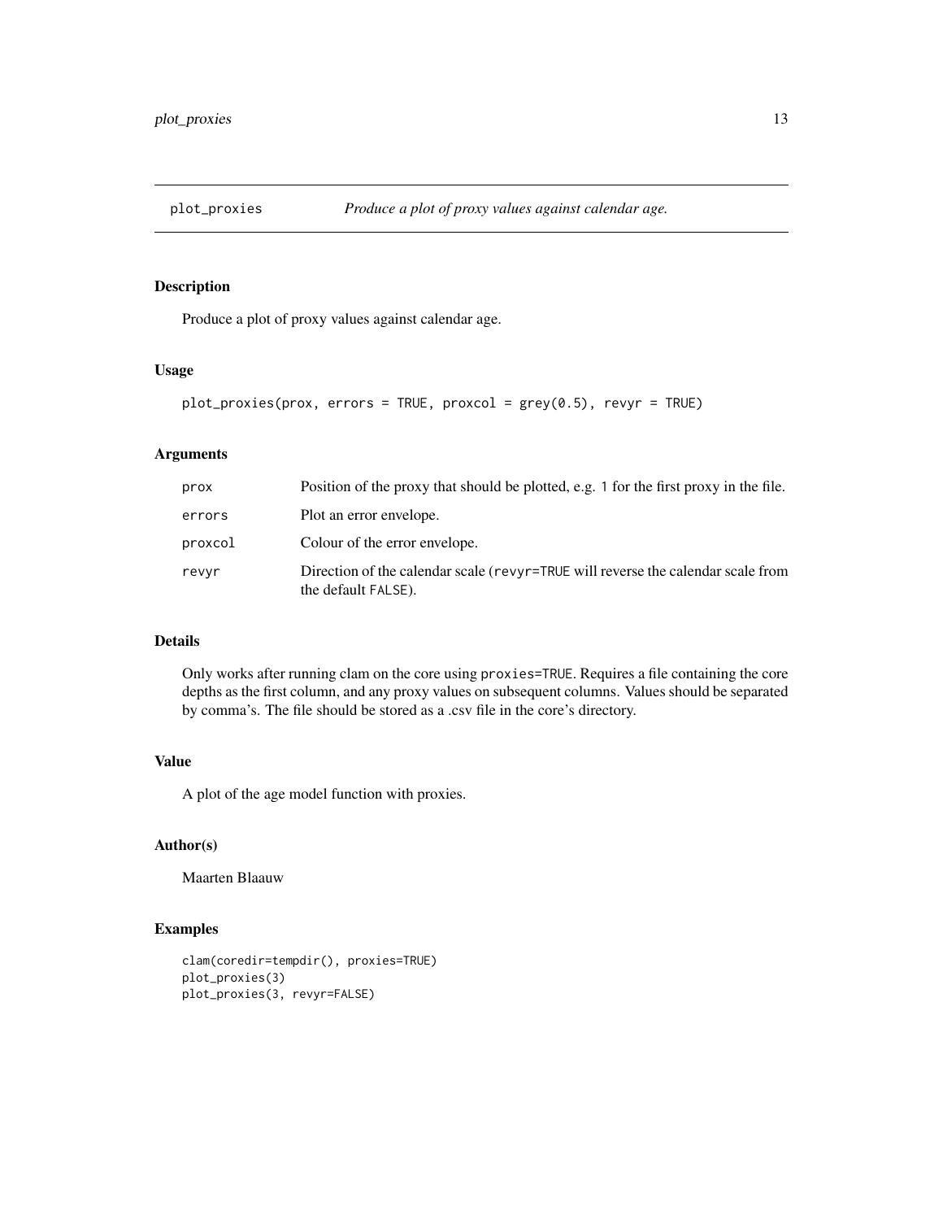## plot_proxies — *Produce a plot of proxy values against calendar age.*

### Description

Produce a plot of proxy values against calendar age.

### Usage

```
plot_proxies(prox, errors = TRUE, proxcol = grey(0.5), revyr = TRUE)
```

### Arguments

| | |
|---|---|
| `prox` | Position of the proxy that should be plotted, e.g. `1` for the first proxy in the file. |
| `errors` | Plot an error envelope. |
| `proxcol` | Colour of the error envelope. |
| `revyr` | Direction of the calendar scale (`revyr=TRUE` will reverse the calendar scale from the default `FALSE`). |

### Details

Only works after running clam on the core using `proxies=TRUE`. Requires a file containing the core depths as the first column, and any proxy values on subsequent columns. Values should be separated by comma's. The file should be stored as a .csv file in the core's directory.

### Value

A plot of the age model function with proxies.

### Author(s)

Maarten Blaauw

### Examples

```
clam(coredir=tempdir(), proxies=TRUE)
plot_proxies(3)
plot_proxies(3, revyr=FALSE)
```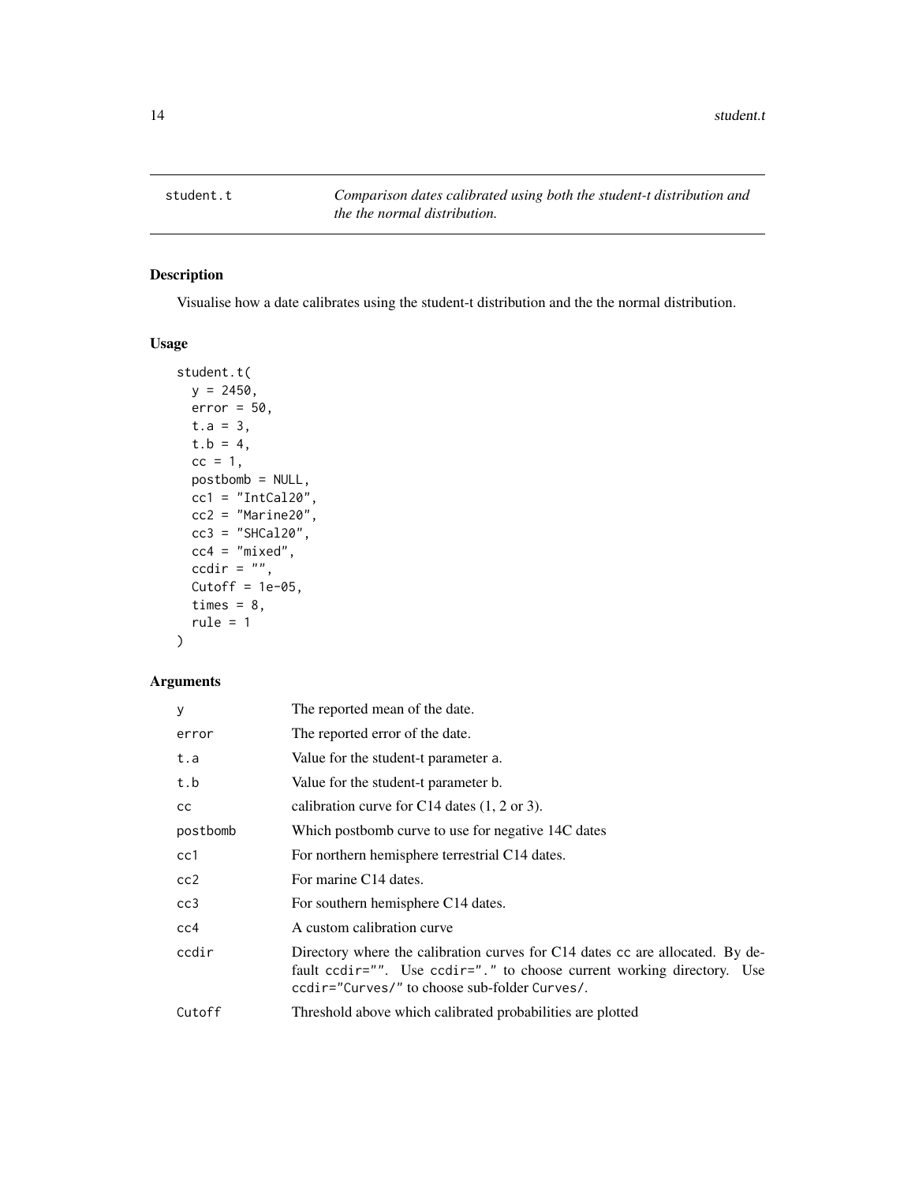## student.t — *Comparison dates calibrated using both the student-t distribution and the the normal distribution.*

### Description

Visualise how a date calibrates using the student-t distribution and the the normal distribution.

### Usage

```
student.t(
  y = 2450,
  error = 50,
  t.a = 3,
  t.b = 4,
  cc = 1,
  postbomb = NULL,
  cc1 = "IntCal20",
  cc2 = "Marine20",
  cc3 = "SHCal20",
  cc4 = "mixed",
  ccdir = "",
  Cutoff = 1e-05,
  times = 8,
  rule = 1
)
```

### Arguments

| | |
|---|---|
| `y` | The reported mean of the date. |
| `error` | The reported error of the date. |
| `t.a` | Value for the student-t parameter a. |
| `t.b` | Value for the student-t parameter b. |
| `cc` | calibration curve for C14 dates (1, 2 or 3). |
| `postbomb` | Which postbomb curve to use for negative 14C dates |
| `cc1` | For northern hemisphere terrestrial C14 dates. |
| `cc2` | For marine C14 dates. |
| `cc3` | For southern hemisphere C14 dates. |
| `cc4` | A custom calibration curve |
| `ccdir` | Directory where the calibration curves for C14 dates `cc` are allocated. By default `ccdir=""`. Use `ccdir="."` to choose current working directory. Use `ccdir="Curves/"` to choose sub-folder `Curves/`. |
| `Cutoff` | Threshold above which calibrated probabilities are plotted |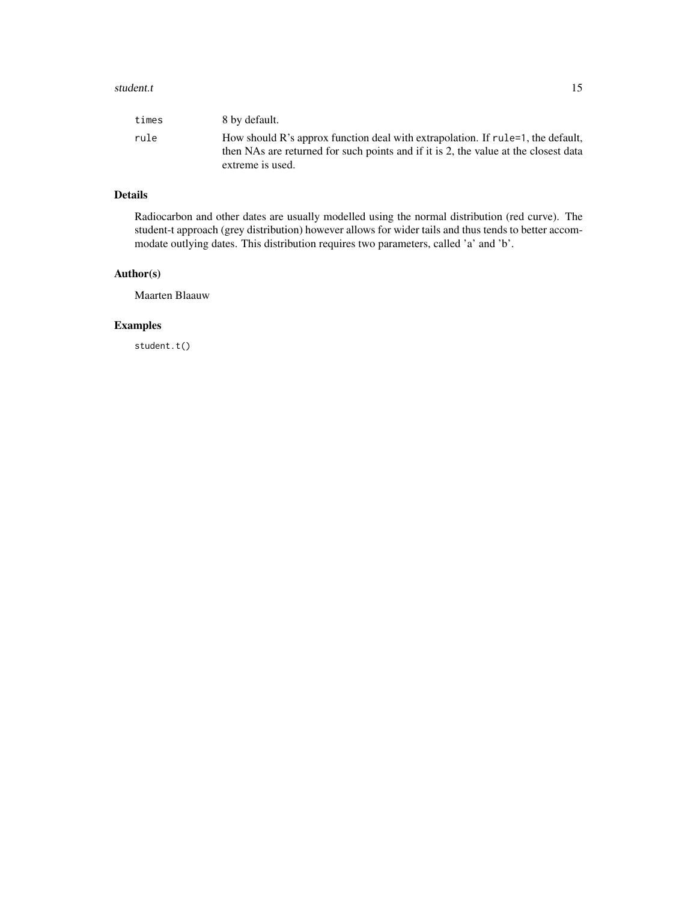| | |
|---|---|
| `times` | 8 by default. |
| `rule` | How should R's approx function deal with extrapolation. If `rule=1`, the default, then NAs are returned for such points and if it is 2, the value at the closest data extreme is used. |

## Details

Radiocarbon and other dates are usually modelled using the normal distribution (red curve). The student-t approach (grey distribution) however allows for wider tails and thus tends to better accommodate outlying dates. This distribution requires two parameters, called 'a' and 'b'.

## Author(s)

Maarten Blaauw

## Examples

```
student.t()
```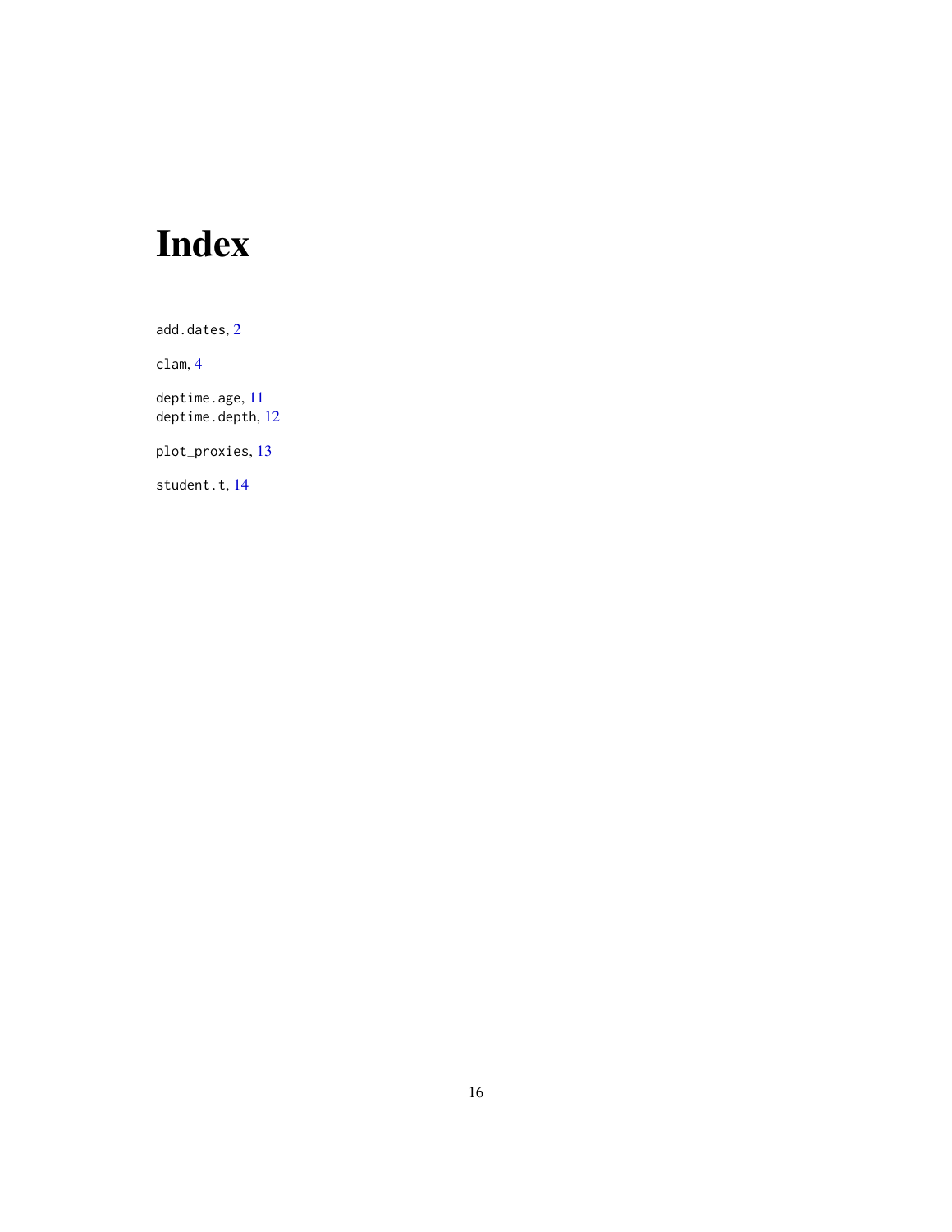# Index

add.dates, 2

clam, 4

deptime.age, 11
deptime.depth, 12

plot_proxies, 13

student.t, 14